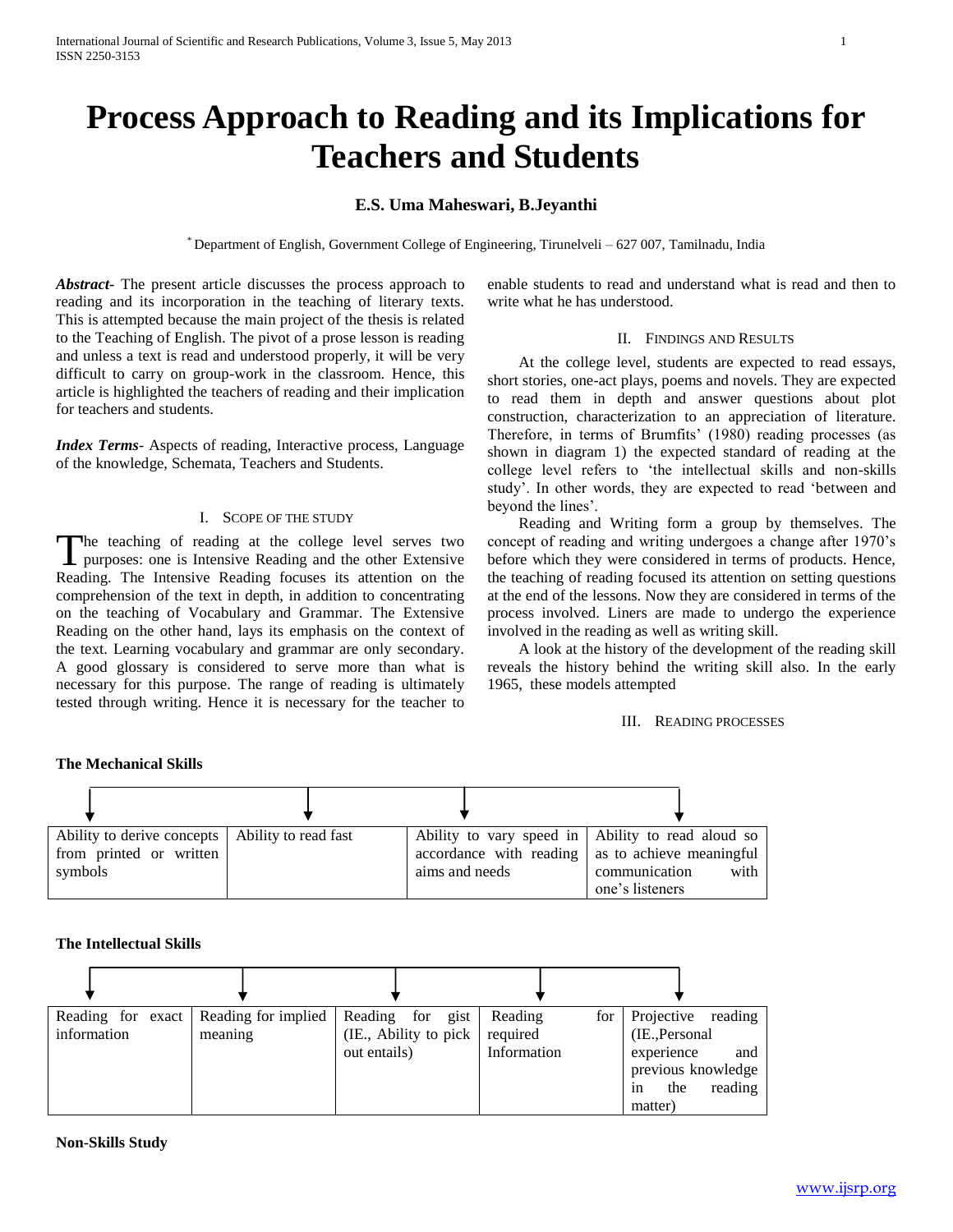# Process Approach to Reading and its Implications for Teachers and Students

**E.S. Uma Maheswari, B.Jeyanthi**

[*] Department of English, Government College of Engineering, Tirunelveli – 627 007, Tamilnadu, India

***Abstract-*** The present article discusses the process approach to reading and its incorporation in the teaching of literary texts. This is attempted because the main project of the thesis is related to the Teaching of English. The pivot of a prose lesson is reading and unless a text is read and understood properly, it will be very difficult to carry on group-work in the classroom. Hence, this article is highlighted the teachers of reading and their implication for teachers and students.

***Index Terms-*** Aspects of reading, Interactive process, Language of the knowledge, Schemata, Teachers and Students.

## I. Scope of the Study

The teaching of reading at the college level serves two purposes: one is Intensive Reading and the other Extensive Reading. The Intensive Reading focuses its attention on the comprehension of the text in depth, in addition to concentrating on the teaching of Vocabulary and Grammar. The Extensive Reading on the other hand, lays its emphasis on the context of the text. Learning vocabulary and grammar are only secondary. A good glossary is considered to serve more than what is necessary for this purpose. The range of reading is ultimately tested through writing. Hence it is necessary for the teacher to enable students to read and understand what is read and then to write what he has understood.

## II. Findings and Results

At the college level, students are expected to read essays, short stories, one-act plays, poems and novels. They are expected to read them in depth and answer questions about plot construction, characterization to an appreciation of literature. Therefore, in terms of Brumfits' (1980) reading processes (as shown in diagram 1) the expected standard of reading at the college level refers to 'the intellectual skills and non-skills study'. In other words, they are expected to read 'between and beyond the lines'.

Reading and Writing form a group by themselves. The concept of reading and writing undergoes a change after 1970's before which they were considered in terms of products. Hence, the teaching of reading focused its attention on setting questions at the end of the lessons. Now they are considered in terms of the process involved. Liners are made to undergo the experience involved in the reading as well as writing skill.

A look at the history of the development of the reading skill reveals the history behind the writing skill also. In the early 1965, these models attempted

## III. Reading Processes

**The Mechanical Skills**

| Ability to derive concepts from printed or written symbols | Ability to read fast | Ability to vary speed in accordance with reading aims and needs | Ability to read aloud so as to achieve meaningful communication with one's listeners |
|---|---|---|---|

**The Intellectual Skills**

| Reading for exact information | Reading for implied meaning | Reading for gist (IE., Ability to pick out entails) | Reading for required Information | Projective reading (IE.,Personal experience and previous knowledge in the reading matter) |
|---|---|---|---|---|

**Non-Skills Study**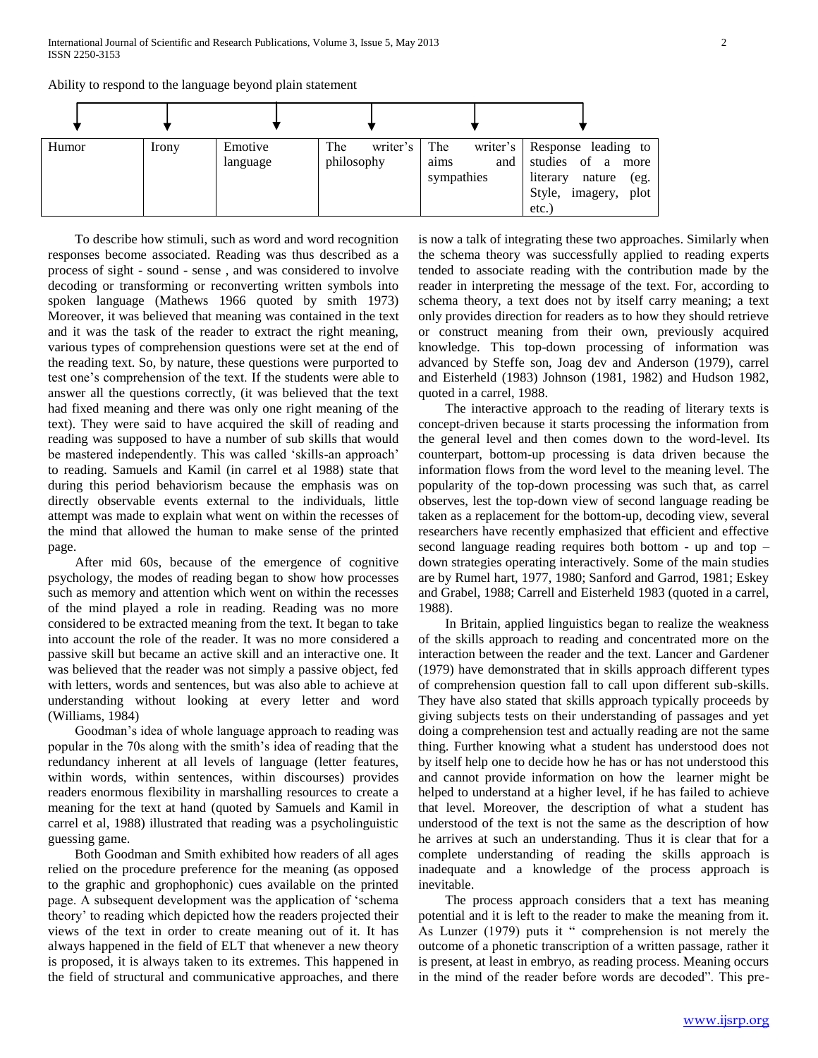Ability to respond to the language beyond plain statement

| Humor | Irony | Emotive language | The writer's philosophy | The writer's aims and sympathies | Response leading to studies of a more literary nature (eg. Style, imagery, plot etc.) |
|---|---|---|---|---|---|

To describe how stimuli, such as word and word recognition responses become associated. Reading was thus described as a process of sight - sound - sense , and was considered to involve decoding or transforming or reconverting written symbols into spoken language (Mathews 1966 quoted by smith 1973) Moreover, it was believed that meaning was contained in the text and it was the task of the reader to extract the right meaning, various types of comprehension questions were set at the end of the reading text. So, by nature, these questions were purported to test one's comprehension of the text. If the students were able to answer all the questions correctly, (it was believed that the text had fixed meaning and there was only one right meaning of the text). They were said to have acquired the skill of reading and reading was supposed to have a number of sub skills that would be mastered independently. This was called 'skills-an approach' to reading. Samuels and Kamil (in carrel et al 1988) state that during this period behaviorism because the emphasis was on directly observable events external to the individuals, little attempt was made to explain what went on within the recesses of the mind that allowed the human to make sense of the printed page.

After mid 60s, because of the emergence of cognitive psychology, the modes of reading began to show how processes such as memory and attention which went on within the recesses of the mind played a role in reading. Reading was no more considered to be extracted meaning from the text. It began to take into account the role of the reader. It was no more considered a passive skill but became an active skill and an interactive one. It was believed that the reader was not simply a passive object, fed with letters, words and sentences, but was also able to achieve at understanding without looking at every letter and word (Williams, 1984)

Goodman's idea of whole language approach to reading was popular in the 70s along with the smith's idea of reading that the redundancy inherent at all levels of language (letter features, within words, within sentences, within discourses) provides readers enormous flexibility in marshalling resources to create a meaning for the text at hand (quoted by Samuels and Kamil in carrel et al, 1988) illustrated that reading was a psycholinguistic guessing game.

Both Goodman and Smith exhibited how readers of all ages relied on the procedure preference for the meaning (as opposed to the graphic and grophophonic) cues available on the printed page. A subsequent development was the application of 'schema theory' to reading which depicted how the readers projected their views of the text in order to create meaning out of it. It has always happened in the field of ELT that whenever a new theory is proposed, it is always taken to its extremes. This happened in the field of structural and communicative approaches, and there is now a talk of integrating these two approaches. Similarly when the schema theory was successfully applied to reading experts tended to associate reading with the contribution made by the reader in interpreting the message of the text. For, according to schema theory, a text does not by itself carry meaning; a text only provides direction for readers as to how they should retrieve or construct meaning from their own, previously acquired knowledge. This top-down processing of information was advanced by Steffe son, Joag dev and Anderson (1979), carrel and Eisterheld (1983) Johnson (1981, 1982) and Hudson 1982, quoted in a carrel, 1988.

The interactive approach to the reading of literary texts is concept-driven because it starts processing the information from the general level and then comes down to the word-level. Its counterpart, bottom-up processing is data driven because the information flows from the word level to the meaning level. The popularity of the top-down processing was such that, as carrel observes, lest the top-down view of second language reading be taken as a replacement for the bottom-up, decoding view, several researchers have recently emphasized that efficient and effective second language reading requires both bottom - up and top – down strategies operating interactively. Some of the main studies are by Rumel hart, 1977, 1980; Sanford and Garrod, 1981; Eskey and Grabel, 1988; Carrell and Eisterheld 1983 (quoted in a carrel, 1988).

In Britain, applied linguistics began to realize the weakness of the skills approach to reading and concentrated more on the interaction between the reader and the text. Lancer and Gardener (1979) have demonstrated that in skills approach different types of comprehension question fall to call upon different sub-skills. They have also stated that skills approach typically proceeds by giving subjects tests on their understanding of passages and yet doing a comprehension test and actually reading are not the same thing. Further knowing what a student has understood does not by itself help one to decide how he has or has not understood this and cannot provide information on how the learner might be helped to understand at a higher level, if he has failed to achieve that level. Moreover, the description of what a student has understood of the text is not the same as the description of how he arrives at such an understanding. Thus it is clear that for a complete understanding of reading the skills approach is inadequate and a knowledge of the process approach is inevitable.

The process approach considers that a text has meaning potential and it is left to the reader to make the meaning from it. As Lunzer (1979) puts it " comprehension is not merely the outcome of a phonetic transcription of a written passage, rather it is present, at least in embryo, as reading process. Meaning occurs in the mind of the reader before words are decoded". This pre-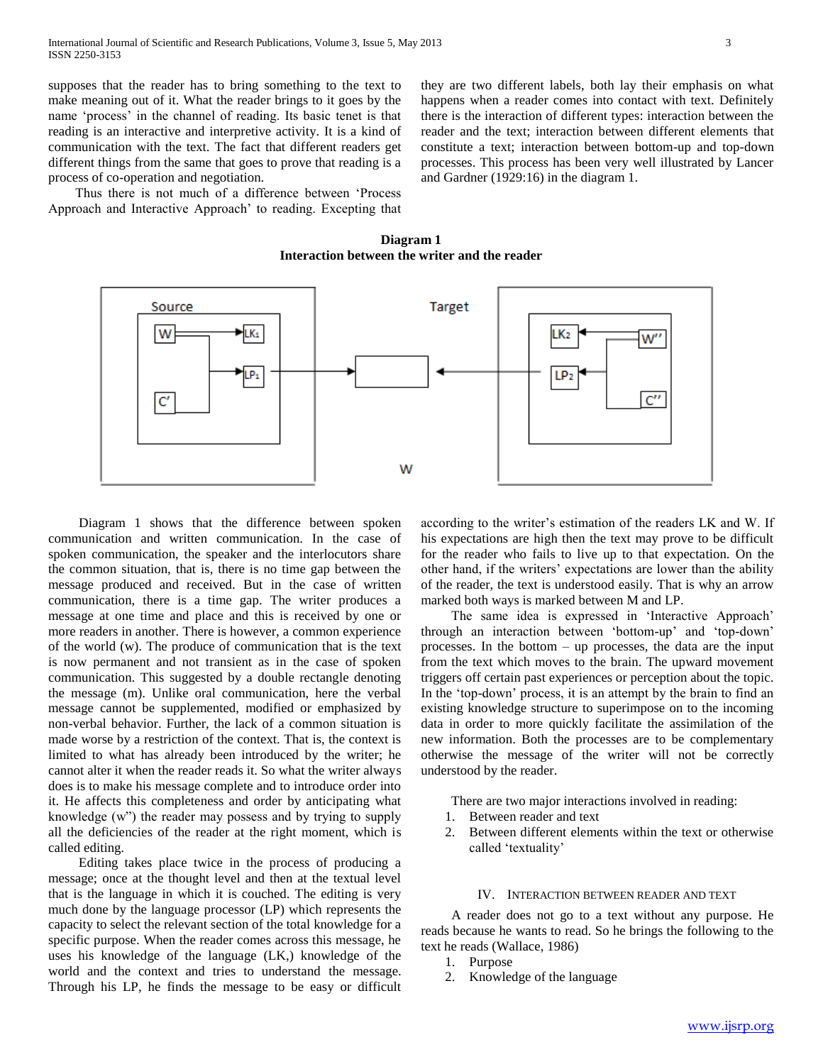supposes that the reader has to bring something to the text to make meaning out of it. What the reader brings to it goes by the name 'process' in the channel of reading. Its basic tenet is that reading is an interactive and interpretive activity. It is a kind of communication with the text. The fact that different readers get different things from the same that goes to prove that reading is a process of co-operation and negotiation.

Thus there is not much of a difference between 'Process Approach and Interactive Approach' to reading. Excepting that they are two different labels, both lay their emphasis on what happens when a reader comes into contact with text. Definitely there is the interaction of different types: interaction between the reader and the text; interaction between different elements that constitute a text; interaction between bottom-up and top-down processes. This process has been very well illustrated by Lancer and Gardner (1929:16) in the diagram 1.

**Diagram 1**
**Interaction between the writer and the reader**

Source | Target
W → LK1, LP1 ; C' | LK2, LP2 ← W'' ; C''
W

Diagram 1 shows that the difference between spoken communication and written communication. In the case of spoken communication, the speaker and the interlocutors share the common situation, that is, there is no time gap between the message produced and received. But in the case of written communication, there is a time gap. The writer produces a message at one time and place and this is received by one or more readers in another. There is however, a common experience of the world (w). The produce of communication that is the text is now permanent and not transient as in the case of spoken communication. This suggested by a double rectangle denoting the message (m). Unlike oral communication, here the verbal message cannot be supplemented, modified or emphasized by non-verbal behavior. Further, the lack of a common situation is made worse by a restriction of the context. That is, the context is limited to what has already been introduced by the writer; he cannot alter it when the reader reads it. So what the writer always does is to make his message complete and to introduce order into it. He affects this completeness and order by anticipating what knowledge (w") the reader may possess and by trying to supply all the deficiencies of the reader at the right moment, which is called editing.

Editing takes place twice in the process of producing a message; once at the thought level and then at the textual level that is the language in which it is couched. The editing is very much done by the language processor (LP) which represents the capacity to select the relevant section of the total knowledge for a specific purpose. When the reader comes across this message, he uses his knowledge of the language (LK,) knowledge of the world and the context and tries to understand the message. Through his LP, he finds the message to be easy or difficult according to the writer's estimation of the readers LK and W. If his expectations are high then the text may prove to be difficult for the reader who fails to live up to that expectation. On the other hand, if the writers' expectations are lower than the ability of the reader, the text is understood easily. That is why an arrow marked both ways is marked between M and LP.

The same idea is expressed in 'Interactive Approach' through an interaction between 'bottom-up' and 'top-down' processes. In the bottom – up processes, the data are the input from the text which moves to the brain. The upward movement triggers off certain past experiences or perception about the topic. In the 'top-down' process, it is an attempt by the brain to find an existing knowledge structure to superimpose on to the incoming data in order to more quickly facilitate the assimilation of the new information. Both the processes are to be complementary otherwise the message of the writer will not be correctly understood by the reader.

There are two major interactions involved in reading:

1. Between reader and text
2. Between different elements within the text or otherwise called 'textuality'

## IV. Interaction between Reader and Text

A reader does not go to a text without any purpose. He reads because he wants to read. So he brings the following to the text he reads (Wallace, 1986)

1. Purpose
2. Knowledge of the language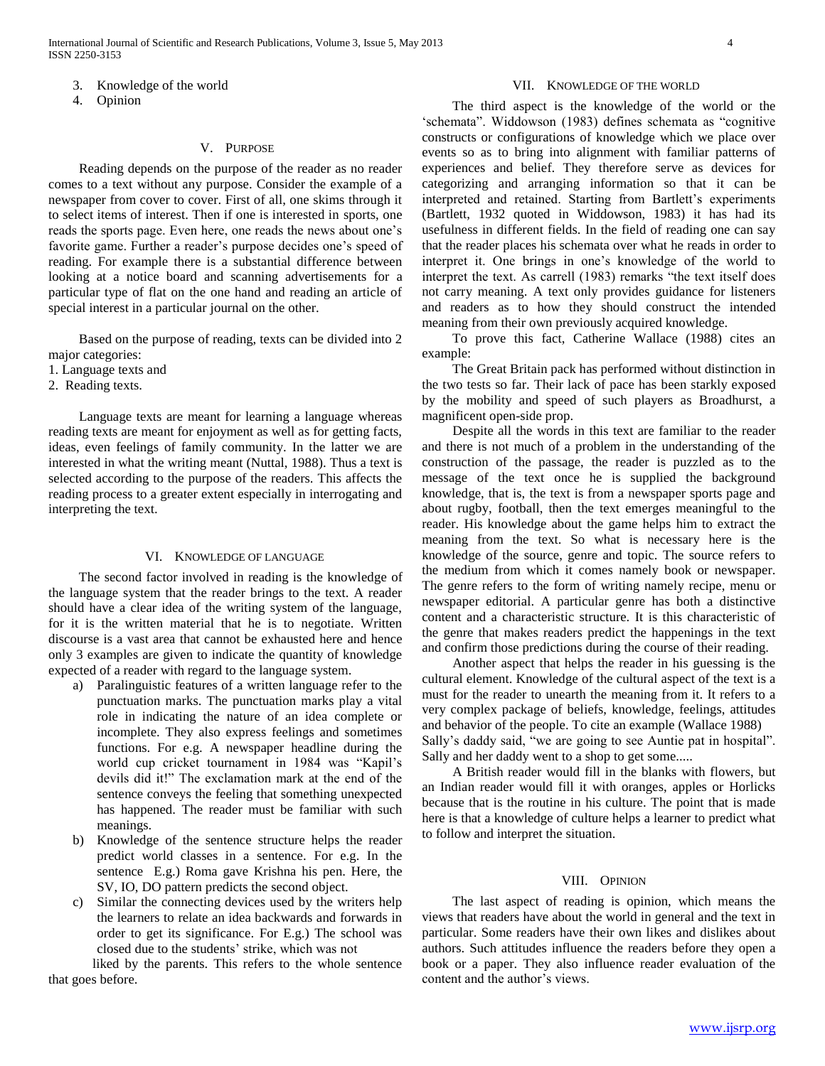3. Knowledge of the world
4. Opinion

## V. Purpose

Reading depends on the purpose of the reader as no reader comes to a text without any purpose. Consider the example of a newspaper from cover to cover. First of all, one skims through it to select items of interest. Then if one is interested in sports, one reads the sports page. Even here, one reads the news about one's favorite game. Further a reader's purpose decides one's speed of reading. For example there is a substantial difference between looking at a notice board and scanning advertisements for a particular type of flat on the one hand and reading an article of special interest in a particular journal on the other.

Based on the purpose of reading, texts can be divided into 2 major categories:

1. Language texts and
2. Reading texts.

Language texts are meant for learning a language whereas reading texts are meant for enjoyment as well as for getting facts, ideas, even feelings of family community. In the latter we are interested in what the writing meant (Nuttal, 1988). Thus a text is selected according to the purpose of the readers. This affects the reading process to a greater extent especially in interrogating and interpreting the text.

## VI. Knowledge of Language

The second factor involved in reading is the knowledge of the language system that the reader brings to the text. A reader should have a clear idea of the writing system of the language, for it is the written material that he is to negotiate. Written discourse is a vast area that cannot be exhausted here and hence only 3 examples are given to indicate the quantity of knowledge expected of a reader with regard to the language system.

a) Paralinguistic features of a written language refer to the punctuation marks. The punctuation marks play a vital role in indicating the nature of an idea complete or incomplete. They also express feelings and sometimes functions. For e.g. A newspaper headline during the world cup cricket tournament in 1984 was "Kapil's devils did it!" The exclamation mark at the end of the sentence conveys the feeling that something unexpected has happened. The reader must be familiar with such meanings.

b) Knowledge of the sentence structure helps the reader predict world classes in a sentence. For e.g. In the sentence E.g.) Roma gave Krishna his pen. Here, the SV, IO, DO pattern predicts the second object.

c) Similar the connecting devices used by the writers help the learners to relate an idea backwards and forwards in order to get its significance. For E.g.) The school was closed due to the students' strike, which was not liked by the parents. This refers to the whole sentence that goes before.

## VII. Knowledge of the World

The third aspect is the knowledge of the world or the 'schemata". Widdowson (1983) defines schemata as "cognitive constructs or configurations of knowledge which we place over events so as to bring into alignment with familiar patterns of experiences and belief. They therefore serve as devices for categorizing and arranging information so that it can be interpreted and retained. Starting from Bartlett's experiments (Bartlett, 1932 quoted in Widdowson, 1983) it has had its usefulness in different fields. In the field of reading one can say that the reader places his schemata over what he reads in order to interpret it. One brings in one's knowledge of the world to interpret the text. As carrell (1983) remarks "the text itself does not carry meaning. A text only provides guidance for listeners and readers as to how they should construct the intended meaning from their own previously acquired knowledge.

To prove this fact, Catherine Wallace (1988) cites an example:

The Great Britain pack has performed without distinction in the two tests so far. Their lack of pace has been starkly exposed by the mobility and speed of such players as Broadhurst, a magnificent open-side prop.

Despite all the words in this text are familiar to the reader and there is not much of a problem in the understanding of the construction of the passage, the reader is puzzled as to the message of the text once he is supplied the background knowledge, that is, the text is from a newspaper sports page and about rugby, football, then the text emerges meaningful to the reader. His knowledge about the game helps him to extract the meaning from the text. So what is necessary here is the knowledge of the source, genre and topic. The source refers to the medium from which it comes namely book or newspaper. The genre refers to the form of writing namely recipe, menu or newspaper editorial. A particular genre has both a distinctive content and a characteristic structure. It is this characteristic of the genre that makes readers predict the happenings in the text and confirm those predictions during the course of their reading.

Another aspect that helps the reader in his guessing is the cultural element. Knowledge of the cultural aspect of the text is a must for the reader to unearth the meaning from it. It refers to a very complex package of beliefs, knowledge, feelings, attitudes and behavior of the people. To cite an example (Wallace 1988)
Sally's daddy said, "we are going to see Auntie pat in hospital". Sally and her daddy went to a shop to get some.....

A British reader would fill in the blanks with flowers, but an Indian reader would fill it with oranges, apples or Horlicks because that is the routine in his culture. The point that is made here is that a knowledge of culture helps a learner to predict what to follow and interpret the situation.

## VIII. Opinion

The last aspect of reading is opinion, which means the views that readers have about the world in general and the text in particular. Some readers have their own likes and dislikes about authors. Such attitudes influence the readers before they open a book or a paper. They also influence reader evaluation of the content and the author's views.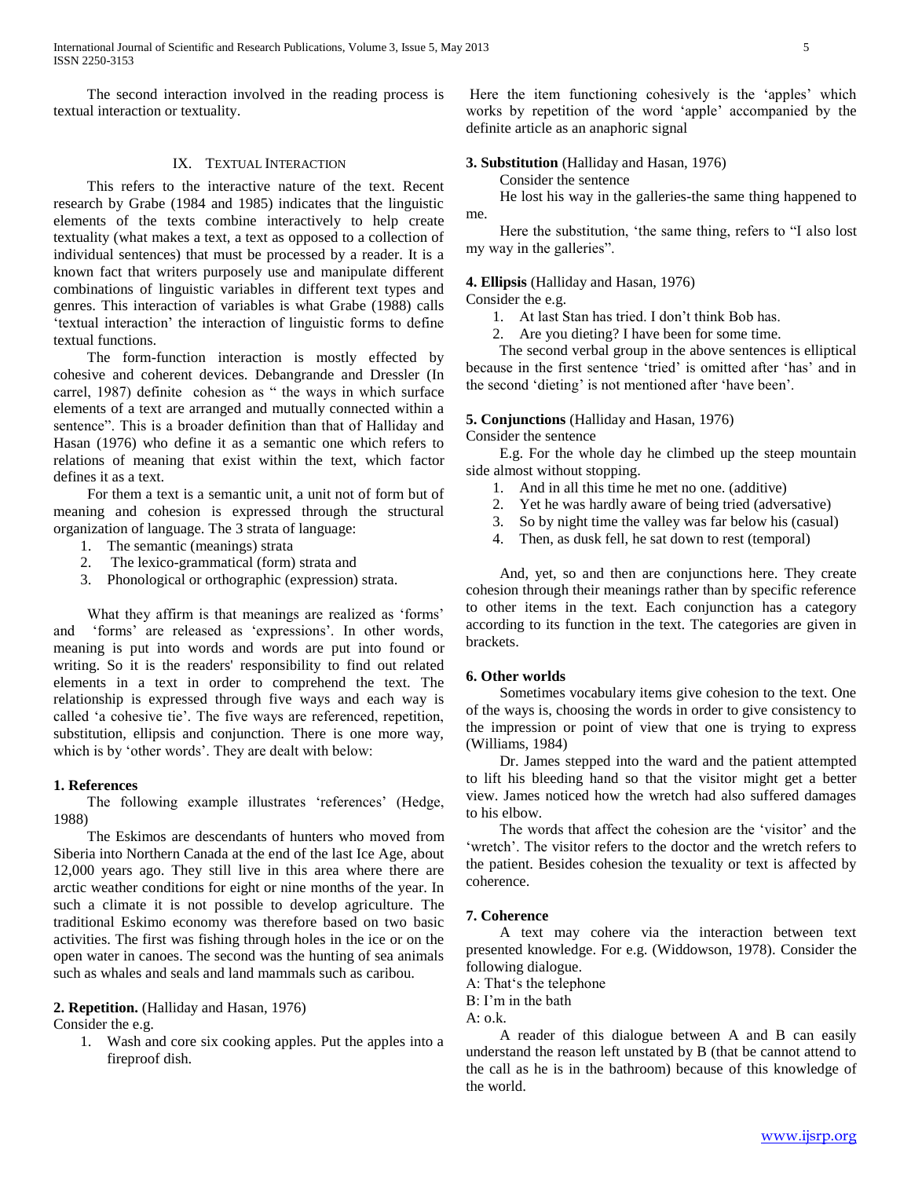The second interaction involved in the reading process is textual interaction or textuality.

## IX. Textual Interaction

This refers to the interactive nature of the text. Recent research by Grabe (1984 and 1985) indicates that the linguistic elements of the texts combine interactively to help create textuality (what makes a text, a text as opposed to a collection of individual sentences) that must be processed by a reader. It is a known fact that writers purposely use and manipulate different combinations of linguistic variables in different text types and genres. This interaction of variables is what Grabe (1988) calls 'textual interaction' the interaction of linguistic forms to define textual functions.

The form-function interaction is mostly effected by cohesive and coherent devices. Debangrande and Dressler (In carrel, 1987) definite cohesion as " the ways in which surface elements of a text are arranged and mutually connected within a sentence". This is a broader definition than that of Halliday and Hasan (1976) who define it as a semantic one which refers to relations of meaning that exist within the text, which factor defines it as a text.

For them a text is a semantic unit, a unit not of form but of meaning and cohesion is expressed through the structural organization of language. The 3 strata of language:

1. The semantic (meanings) strata
2. The lexico-grammatical (form) strata and
3. Phonological or orthographic (expression) strata.

What they affirm is that meanings are realized as 'forms' and 'forms' are released as 'expressions'. In other words, meaning is put into words and words are put into found or writing. So it is the readers' responsibility to find out related elements in a text in order to comprehend the text. The relationship is expressed through five ways and each way is called 'a cohesive tie'. The five ways are referenced, repetition, substitution, ellipsis and conjunction. There is one more way, which is by 'other words'. They are dealt with below:

**1. References**

The following example illustrates 'references' (Hedge, 1988)

The Eskimos are descendants of hunters who moved from Siberia into Northern Canada at the end of the last Ice Age, about 12,000 years ago. They still live in this area where there are arctic weather conditions for eight or nine months of the year. In such a climate it is not possible to develop agriculture. The traditional Eskimo economy was therefore based on two basic activities. The first was fishing through holes in the ice or on the open water in canoes. The second was the hunting of sea animals such as whales and seals and land mammals such as caribou.

**2. Repetition.** (Halliday and Hasan, 1976)

Consider the e.g.

1. Wash and core six cooking apples. Put the apples into a fireproof dish.

Here the item functioning cohesively is the 'apples' which works by repetition of the word 'apple' accompanied by the definite article as an anaphoric signal

**3. Substitution** (Halliday and Hasan, 1976)

Consider the sentence

He lost his way in the galleries-the same thing happened to me.

Here the substitution, 'the same thing, refers to "I also lost my way in the galleries".

**4. Ellipsis** (Halliday and Hasan, 1976)

Consider the e.g.

1. At last Stan has tried. I don't think Bob has.
2. Are you dieting? I have been for some time.

The second verbal group in the above sentences is elliptical because in the first sentence 'tried' is omitted after 'has' and in the second 'dieting' is not mentioned after 'have been'.

**5. Conjunctions** (Halliday and Hasan, 1976)

Consider the sentence

E.g. For the whole day he climbed up the steep mountain side almost without stopping.

1. And in all this time he met no one. (additive)
2. Yet he was hardly aware of being tried (adversative)
3. So by night time the valley was far below his (casual)
4. Then, as dusk fell, he sat down to rest (temporal)

And, yet, so and then are conjunctions here. They create cohesion through their meanings rather than by specific reference to other items in the text. Each conjunction has a category according to its function in the text. The categories are given in brackets.

**6. Other worlds**

Sometimes vocabulary items give cohesion to the text. One of the ways is, choosing the words in order to give consistency to the impression or point of view that one is trying to express (Williams, 1984)

Dr. James stepped into the ward and the patient attempted to lift his bleeding hand so that the visitor might get a better view. James noticed how the wretch had also suffered damages to his elbow.

The words that affect the cohesion are the 'visitor' and the 'wretch'. The visitor refers to the doctor and the wretch refers to the patient. Besides cohesion the texuality or text is affected by coherence.

**7. Coherence**

A text may cohere via the interaction between text presented knowledge. For e.g. (Widdowson, 1978). Consider the following dialogue.

A: That's the telephone

B: I'm in the bath

A: o.k.

A reader of this dialogue between A and B can easily understand the reason left unstated by B (that be cannot attend to the call as he is in the bathroom) because of this knowledge of the world.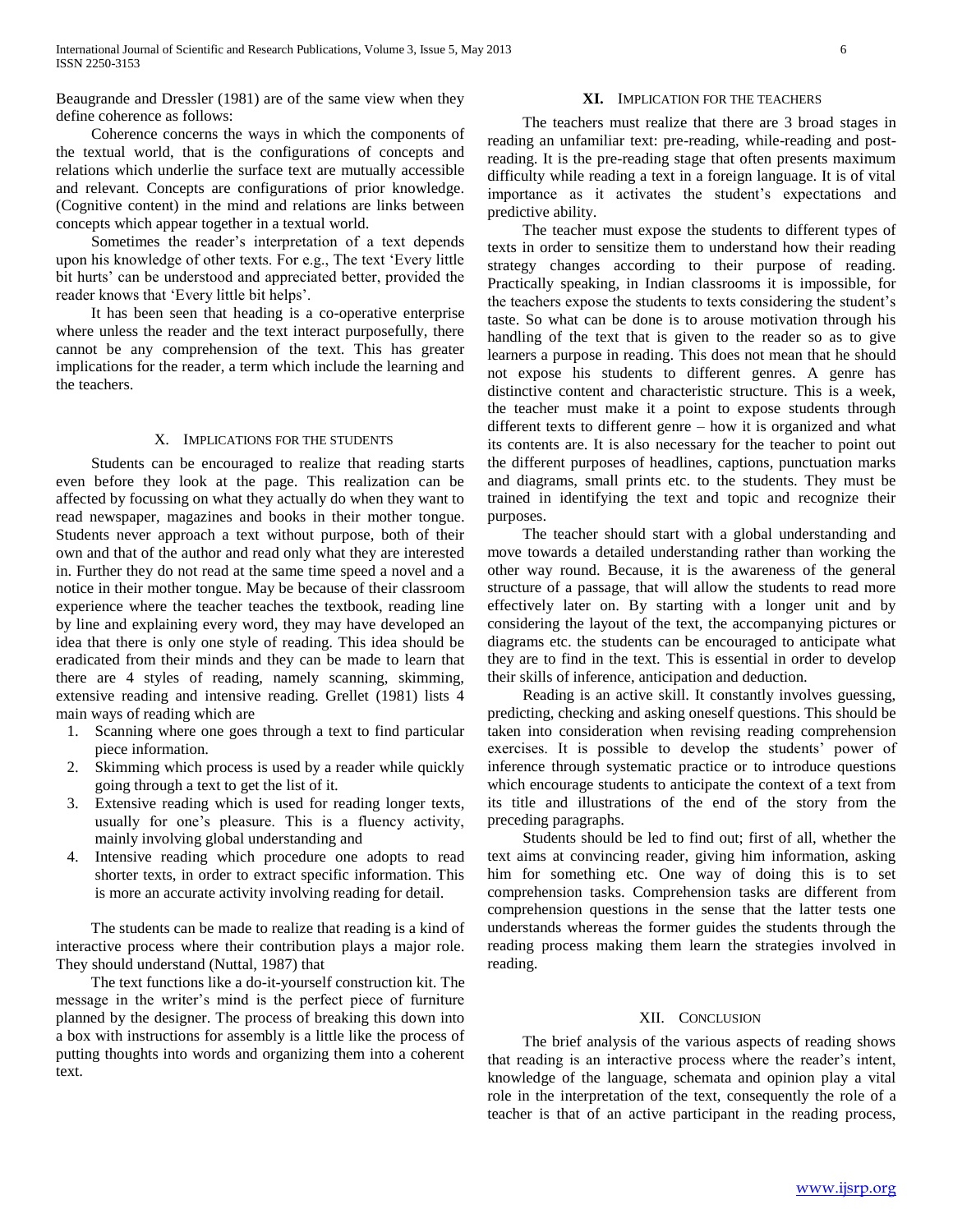Beaugrande and Dressler (1981) are of the same view when they define coherence as follows:

Coherence concerns the ways in which the components of the textual world, that is the configurations of concepts and relations which underlie the surface text are mutually accessible and relevant. Concepts are configurations of prior knowledge. (Cognitive content) in the mind and relations are links between concepts which appear together in a textual world.

Sometimes the reader's interpretation of a text depends upon his knowledge of other texts. For e.g., The text 'Every little bit hurts' can be understood and appreciated better, provided the reader knows that 'Every little bit helps'.

It has been seen that heading is a co-operative enterprise where unless the reader and the text interact purposefully, there cannot be any comprehension of the text. This has greater implications for the reader, a term which include the learning and the teachers.

## X. Implications for the Students

Students can be encouraged to realize that reading starts even before they look at the page. This realization can be affected by focussing on what they actually do when they want to read newspaper, magazines and books in their mother tongue. Students never approach a text without purpose, both of their own and that of the author and read only what they are interested in. Further they do not read at the same time speed a novel and a notice in their mother tongue. May be because of their classroom experience where the teacher teaches the textbook, reading line by line and explaining every word, they may have developed an idea that there is only one style of reading. This idea should be eradicated from their minds and they can be made to learn that there are 4 styles of reading, namely scanning, skimming, extensive reading and intensive reading. Grellet (1981) lists 4 main ways of reading which are

1. Scanning where one goes through a text to find particular piece information.
2. Skimming which process is used by a reader while quickly going through a text to get the list of it.
3. Extensive reading which is used for reading longer texts, usually for one's pleasure. This is a fluency activity, mainly involving global understanding and
4. Intensive reading which procedure one adopts to read shorter texts, in order to extract specific information. This is more an accurate activity involving reading for detail.

The students can be made to realize that reading is a kind of interactive process where their contribution plays a major role. They should understand (Nuttal, 1987) that

The text functions like a do-it-yourself construction kit. The message in the writer's mind is the perfect piece of furniture planned by the designer. The process of breaking this down into a box with instructions for assembly is a little like the process of putting thoughts into words and organizing them into a coherent text.

## XI. Implication for the Teachers

The teachers must realize that there are 3 broad stages in reading an unfamiliar text: pre-reading, while-reading and post-reading. It is the pre-reading stage that often presents maximum difficulty while reading a text in a foreign language. It is of vital importance as it activates the student's expectations and predictive ability.

The teacher must expose the students to different types of texts in order to sensitize them to understand how their reading strategy changes according to their purpose of reading. Practically speaking, in Indian classrooms it is impossible, for the teachers expose the students to texts considering the student's taste. So what can be done is to arouse motivation through his handling of the text that is given to the reader so as to give learners a purpose in reading. This does not mean that he should not expose his students to different genres. A genre has distinctive content and characteristic structure. This is a week, the teacher must make it a point to expose students through different texts to different genre – how it is organized and what its contents are. It is also necessary for the teacher to point out the different purposes of headlines, captions, punctuation marks and diagrams, small prints etc. to the students. They must be trained in identifying the text and topic and recognize their purposes.

The teacher should start with a global understanding and move towards a detailed understanding rather than working the other way round. Because, it is the awareness of the general structure of a passage, that will allow the students to read more effectively later on. By starting with a longer unit and by considering the layout of the text, the accompanying pictures or diagrams etc. the students can be encouraged to anticipate what they are to find in the text. This is essential in order to develop their skills of inference, anticipation and deduction.

Reading is an active skill. It constantly involves guessing, predicting, checking and asking oneself questions. This should be taken into consideration when revising reading comprehension exercises. It is possible to develop the students' power of inference through systematic practice or to introduce questions which encourage students to anticipate the context of a text from its title and illustrations of the end of the story from the preceding paragraphs.

Students should be led to find out; first of all, whether the text aims at convincing reader, giving him information, asking him for something etc. One way of doing this is to set comprehension tasks. Comprehension tasks are different from comprehension questions in the sense that the latter tests one understands whereas the former guides the students through the reading process making them learn the strategies involved in reading.

## XII. Conclusion

The brief analysis of the various aspects of reading shows that reading is an interactive process where the reader's intent, knowledge of the language, schemata and opinion play a vital role in the interpretation of the text, consequently the role of a teacher is that of an active participant in the reading process,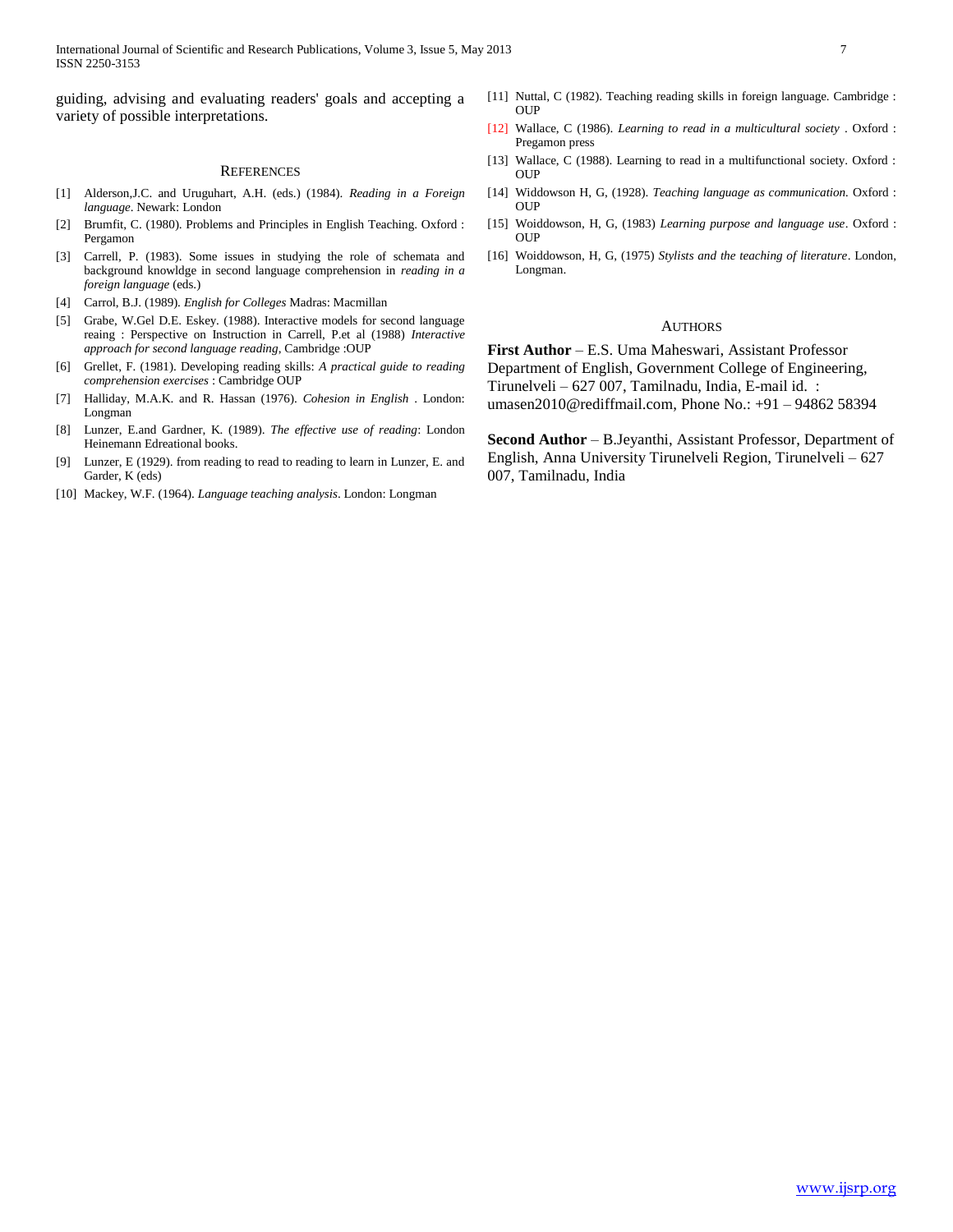guiding, advising and evaluating readers' goals and accepting a variety of possible interpretations.

## REFERENCES

[1] Alderson,J.C. and Uruguhart, A.H. (eds.) (1984). *Reading in a Foreign language*. Newark: London

[2] Brumfit, C. (1980). Problems and Principles in English Teaching. Oxford : Pergamon

[3] Carrell, P. (1983). Some issues in studying the role of schemata and background knowldge in second language comprehension in *reading in a foreign language* (eds.)

[4] Carrol, B.J. (1989). *English for Colleges* Madras: Macmillan

[5] Grabe, W.Gel D.E. Eskey. (1988). Interactive models for second language reaing : Perspective on Instruction in Carrell, P.et al (1988) *Interactive approach for second language reading*, Cambridge :OUP

[6] Grellet, F. (1981). Developing reading skills: *A practical guide to reading comprehension exercises* : Cambridge OUP

[7] Halliday, M.A.K. and R. Hassan (1976). *Cohesion in English* . London: Longman

[8] Lunzer, E.and Gardner, K. (1989). *The effective use of reading*: London Heinemann Edreational books.

[9] Lunzer, E (1929). from reading to read to reading to learn in Lunzer, E. and Garder, K (eds)

[10] Mackey, W.F. (1964). *Language teaching analysis*. London: Longman

[11] Nuttal, C (1982). Teaching reading skills in foreign language. Cambridge : OUP

[12] Wallace, C (1986). *Learning to read in a multicultural society* . Oxford : Pregamon press

[13] Wallace, C (1988). Learning to read in a multifunctional society. Oxford : OUP

[14] Widdowson H, G, (1928). *Teaching language as communication.* Oxford : OUP

[15] Woiddowson, H, G, (1983) *Learning purpose and language use*. Oxford : OUP

[16] Woiddowson, H, G, (1975) *Stylists and the teaching of literature*. London, Longman.

## AUTHORS

**First Author** – E.S. Uma Maheswari, Assistant Professor Department of English, Government College of Engineering, Tirunelveli – 627 007, Tamilnadu, India, E-mail id. : umasen2010@rediffmail.com, Phone No.: +91 – 94862 58394

**Second Author** – B.Jeyanthi, Assistant Professor, Department of English, Anna University Tirunelveli Region, Tirunelveli – 627 007, Tamilnadu, India